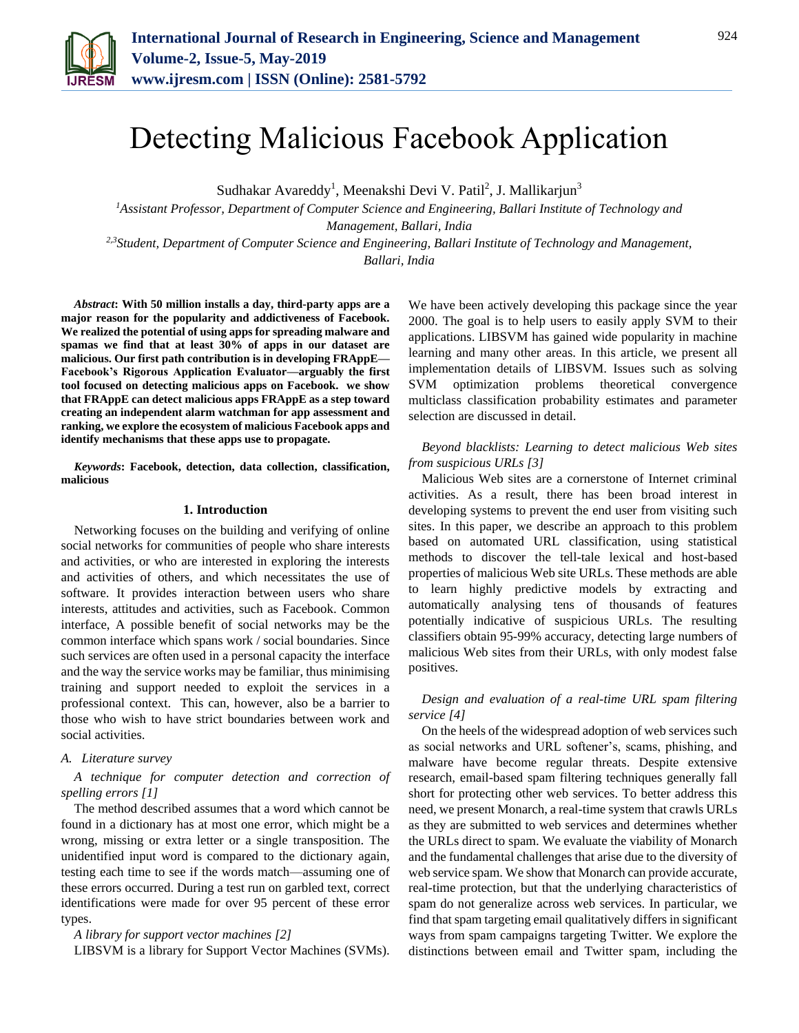# Detecting Malicious Facebook Application

Sudhakar Avareddy[1], Meenakshi Devi V. Patil[2], J. Mallikarjun[3]

[1]*Assistant Professor, Department of Computer Science and Engineering, Ballari Institute of Technology and Management, Ballari, India*

[2,3]*Student, Department of Computer Science and Engineering, Ballari Institute of Technology and Management, Ballari, India*

***Abstract*: With 50 million installs a day, third-party apps are a major reason for the popularity and addictiveness of Facebook. We realized the potential of using apps for spreading malware and spamas we find that at least 30% of apps in our dataset are malicious. Our first path contribution is in developing FRAppE—Facebook's Rigorous Application Evaluator—arguably the first tool focused on detecting malicious apps on Facebook. we show that FRAppE can detect malicious apps FRAppE as a step toward creating an independent alarm watchman for app assessment and ranking, we explore the ecosystem of malicious Facebook apps and identify mechanisms that these apps use to propagate.**

***Keywords*: Facebook, detection, data collection, classification, malicious**

## 1. Introduction

Networking focuses on the building and verifying of online social networks for communities of people who share interests and activities, or who are interested in exploring the interests and activities of others, and which necessitates the use of software. It provides interaction between users who share interests, attitudes and activities, such as Facebook. Common interface, A possible benefit of social networks may be the common interface which spans work / social boundaries. Since such services are often used in a personal capacity the interface and the way the service works may be familiar, thus minimising training and support needed to exploit the services in a professional context. This can, however, also be a barrier to those who wish to have strict boundaries between work and social activities.

### A. Literature survey

*A technique for computer detection and correction of spelling errors [1]*

The method described assumes that a word which cannot be found in a dictionary has at most one error, which might be a wrong, missing or extra letter or a single transposition. The unidentified input word is compared to the dictionary again, testing each time to see if the words match—assuming one of these errors occurred. During a test run on garbled text, correct identifications were made for over 95 percent of these error types.

*A library for support vector machines [2]*

LIBSVM is a library for Support Vector Machines (SVMs). We have been actively developing this package since the year 2000. The goal is to help users to easily apply SVM to their applications. LIBSVM has gained wide popularity in machine learning and many other areas. In this article, we present all implementation details of LIBSVM. Issues such as solving SVM optimization problems theoretical convergence multiclass classification probability estimates and parameter selection are discussed in detail.

*Beyond blacklists: Learning to detect malicious Web sites from suspicious URLs [3]*

Malicious Web sites are a cornerstone of Internet criminal activities. As a result, there has been broad interest in developing systems to prevent the end user from visiting such sites. In this paper, we describe an approach to this problem based on automated URL classification, using statistical methods to discover the tell-tale lexical and host-based properties of malicious Web site URLs. These methods are able to learn highly predictive models by extracting and automatically analysing tens of thousands of features potentially indicative of suspicious URLs. The resulting classifiers obtain 95-99% accuracy, detecting large numbers of malicious Web sites from their URLs, with only modest false positives.

*Design and evaluation of a real-time URL spam filtering service [4]*

On the heels of the widespread adoption of web services such as social networks and URL softener's, scams, phishing, and malware have become regular threats. Despite extensive research, email-based spam filtering techniques generally fall short for protecting other web services. To better address this need, we present Monarch, a real-time system that crawls URLs as they are submitted to web services and determines whether the URLs direct to spam. We evaluate the viability of Monarch and the fundamental challenges that arise due to the diversity of web service spam. We show that Monarch can provide accurate, real-time protection, but that the underlying characteristics of spam do not generalize across web services. In particular, we find that spam targeting email qualitatively differs in significant ways from spam campaigns targeting Twitter. We explore the distinctions between email and Twitter spam, including the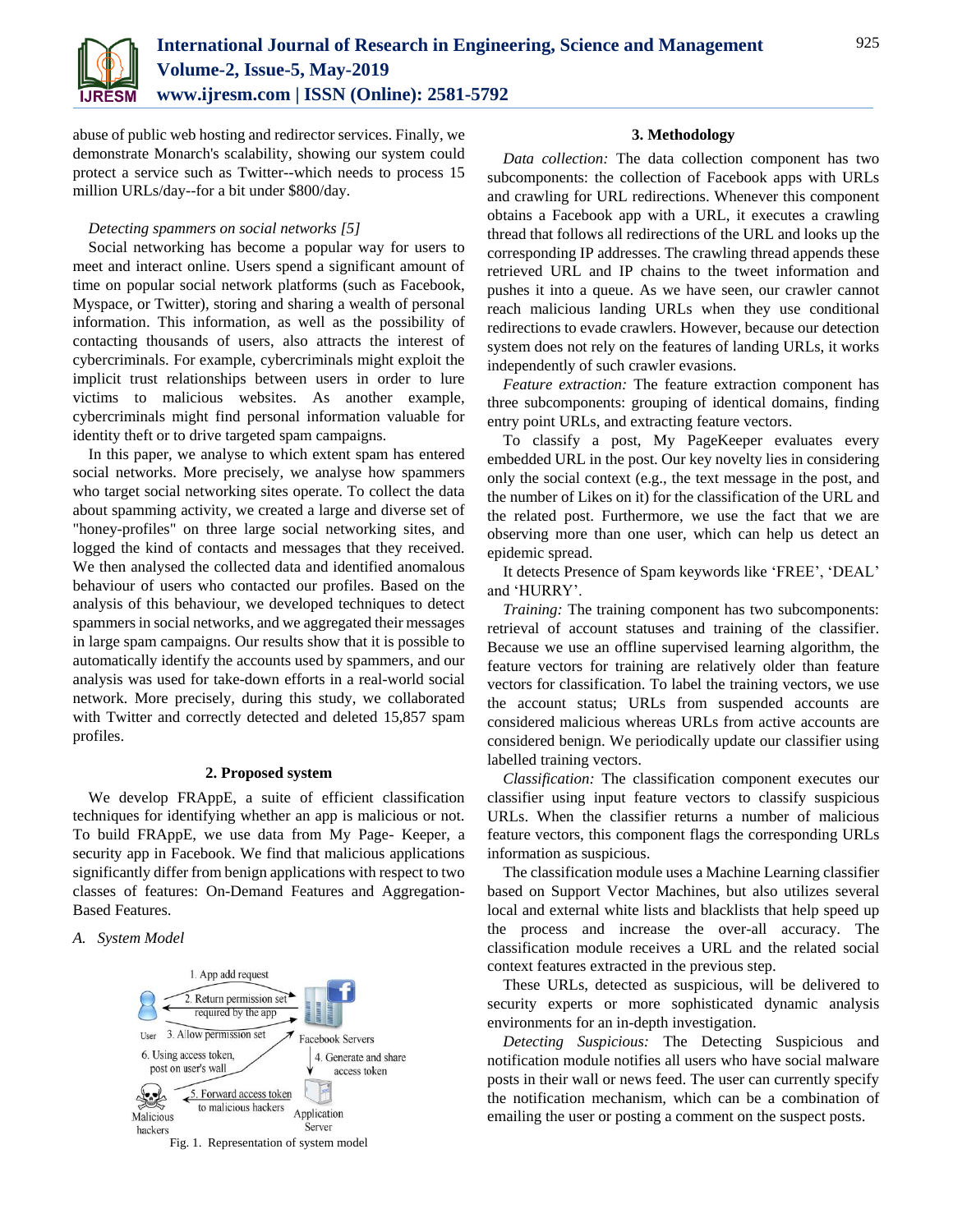abuse of public web hosting and redirector services. Finally, we demonstrate Monarch's scalability, showing our system could protect a service such as Twitter--which needs to process 15 million URLs/day--for a bit under $800/day.

*Detecting spammers on social networks [5]*

Social networking has become a popular way for users to meet and interact online. Users spend a significant amount of time on popular social network platforms (such as Facebook, Myspace, or Twitter), storing and sharing a wealth of personal information. This information, as well as the possibility of contacting thousands of users, also attracts the interest of cybercriminals. For example, cybercriminals might exploit the implicit trust relationships between users in order to lure victims to malicious websites. As another example, cybercriminals might find personal information valuable for identity theft or to drive targeted spam campaigns.

In this paper, we analyse to which extent spam has entered social networks. More precisely, we analyse how spammers who target social networking sites operate. To collect the data about spamming activity, we created a large and diverse set of "honey-profiles" on three large social networking sites, and logged the kind of contacts and messages that they received. We then analysed the collected data and identified anomalous behaviour of users who contacted our profiles. Based on the analysis of this behaviour, we developed techniques to detect spammers in social networks, and we aggregated their messages in large spam campaigns. Our results show that it is possible to automatically identify the accounts used by spammers, and our analysis was used for take-down efforts in a real-world social network. More precisely, during this study, we collaborated with Twitter and correctly detected and deleted 15,857 spam profiles.

## 2. Proposed system

We develop FRAppE, a suite of efficient classification techniques for identifying whether an app is malicious or not. To build FRAppE, we use data from My Page- Keeper, a security app in Facebook. We find that malicious applications significantly differ from benign applications with respect to two classes of features: On-Demand Features and Aggregation-Based Features.

### A. System Model

1. App add request
2. Return permission set required by the app
3. Allow permission set
4. Generate and share access token
5. Forward access token to malicious hackers
6. Using access token, post on user's wall

User — Facebook Servers — Application Server — Malicious hackers

Fig. 1. Representation of system model

## 3. Methodology

*Data collection:* The data collection component has two subcomponents: the collection of Facebook apps with URLs and crawling for URL redirections. Whenever this component obtains a Facebook app with a URL, it executes a crawling thread that follows all redirections of the URL and looks up the corresponding IP addresses. The crawling thread appends these retrieved URL and IP chains to the tweet information and pushes it into a queue. As we have seen, our crawler cannot reach malicious landing URLs when they use conditional redirections to evade crawlers. However, because our detection system does not rely on the features of landing URLs, it works independently of such crawler evasions.

*Feature extraction:* The feature extraction component has three subcomponents: grouping of identical domains, finding entry point URLs, and extracting feature vectors.

To classify a post, My PageKeeper evaluates every embedded URL in the post. Our key novelty lies in considering only the social context (e.g., the text message in the post, and the number of Likes on it) for the classification of the URL and the related post. Furthermore, we use the fact that we are observing more than one user, which can help us detect an epidemic spread.

It detects Presence of Spam keywords like 'FREE', 'DEAL' and 'HURRY'.

*Training:* The training component has two subcomponents: retrieval of account statuses and training of the classifier. Because we use an offline supervised learning algorithm, the feature vectors for training are relatively older than feature vectors for classification. To label the training vectors, we use the account status; URLs from suspended accounts are considered malicious whereas URLs from active accounts are considered benign. We periodically update our classifier using labelled training vectors.

*Classification:* The classification component executes our classifier using input feature vectors to classify suspicious URLs. When the classifier returns a number of malicious feature vectors, this component flags the corresponding URLs information as suspicious.

The classification module uses a Machine Learning classifier based on Support Vector Machines, but also utilizes several local and external white lists and blacklists that help speed up the process and increase the over-all accuracy. The classification module receives a URL and the related social context features extracted in the previous step.

These URLs, detected as suspicious, will be delivered to security experts or more sophisticated dynamic analysis environments for an in-depth investigation.

*Detecting Suspicious:* The Detecting Suspicious and notification module notifies all users who have social malware posts in their wall or news feed. The user can currently specify the notification mechanism, which can be a combination of emailing the user or posting a comment on the suspect posts.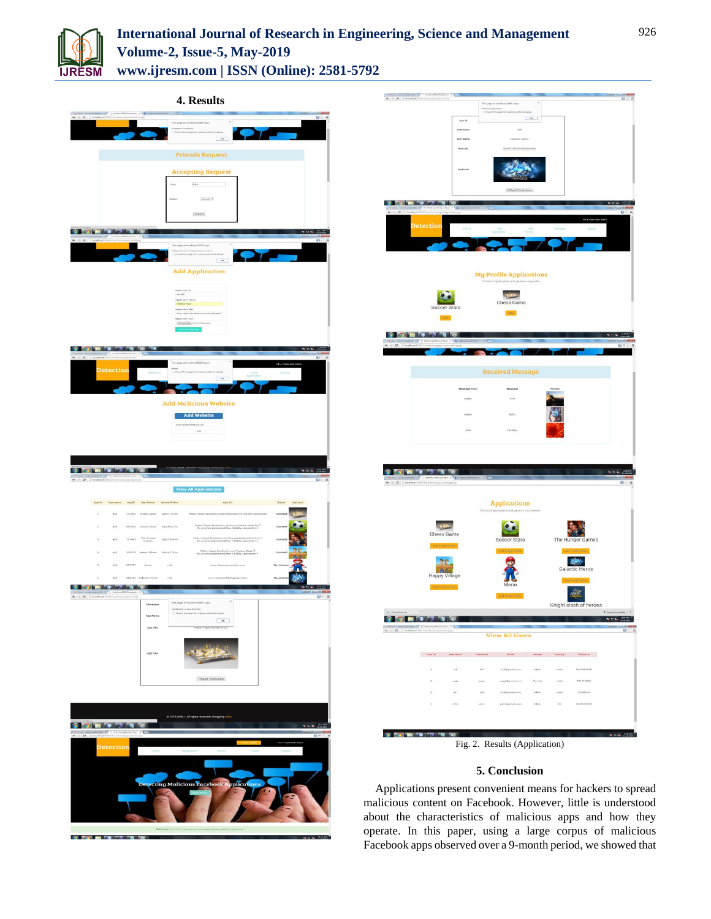## 4. Results

Fig. 2. Results (Application)

## 5. Conclusion

Applications present convenient means for hackers to spread malicious content on Facebook. However, little is understood about the characteristics of malicious apps and how they operate. In this paper, using a large corpus of malicious Facebook apps observed over a 9-month period, we showed that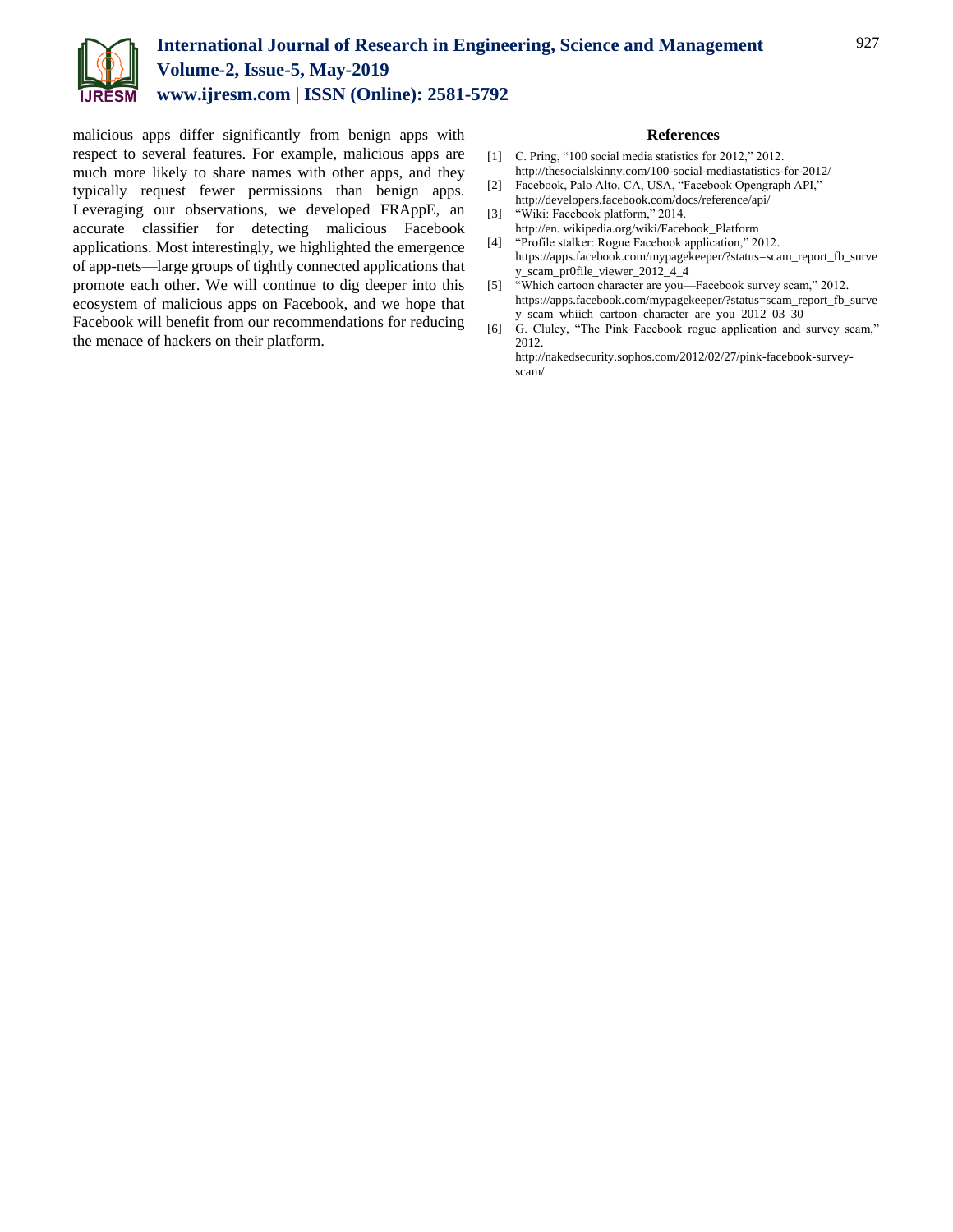malicious apps differ significantly from benign apps with respect to several features. For example, malicious apps are much more likely to share names with other apps, and they typically request fewer permissions than benign apps. Leveraging our observations, we developed FRAppE, an accurate classifier for detecting malicious Facebook applications. Most interestingly, we highlighted the emergence of app-nets—large groups of tightly connected applications that promote each other. We will continue to dig deeper into this ecosystem of malicious apps on Facebook, and we hope that Facebook will benefit from our recommendations for reducing the menace of hackers on their platform.

## References

[1] C. Pring, "100 social media statistics for 2012," 2012. http://thesocialskinny.com/100-social-mediastatistics-for-2012/

[2] Facebook, Palo Alto, CA, USA, "Facebook Opengraph API," http://developers.facebook.com/docs/reference/api/

[3] "Wiki: Facebook platform," 2014. http://en. wikipedia.org/wiki/Facebook_Platform

[4] "Profile stalker: Rogue Facebook application," 2012. https://apps.facebook.com/mypagekeeper/?status=scam_report_fb_survey_scam_pr0file_viewer_2012_4_4

[5] "Which cartoon character are you—Facebook survey scam," 2012. https://apps.facebook.com/mypagekeeper/?status=scam_report_fb_survey_scam_whiich_cartoon_character_are_you_2012_03_30

[6] G. Cluley, "The Pink Facebook rogue application and survey scam," 2012. http://nakedsecurity.sophos.com/2012/02/27/pink-facebook-survey-scam/